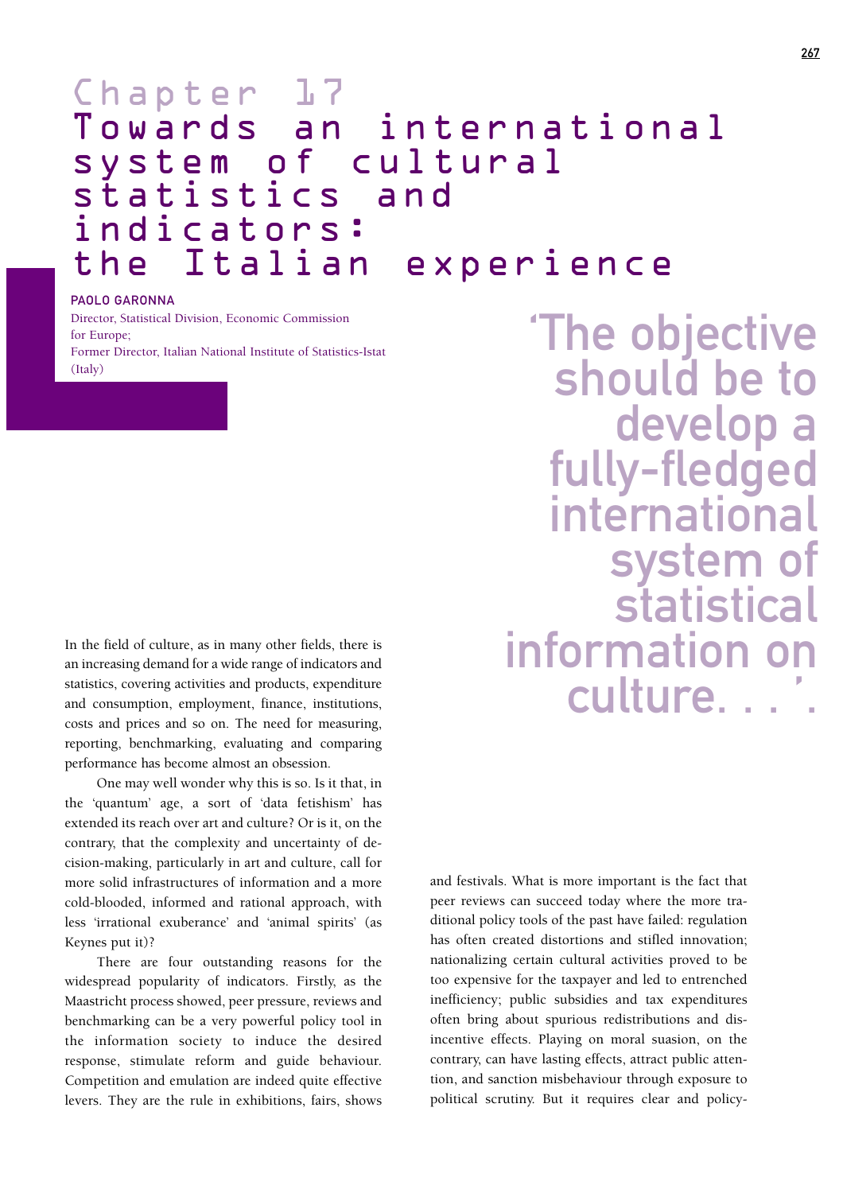# Chapter 17
# Towards an international system of cultural statistics and indicators: the Italian experience

**PAOLO GARONNA**

Director, Statistical Division, Economic Commission for Europe;
Former Director, Italian National Institute of Statistics-Istat (Italy)

> 'The objective should be to develop a fully-fledged international system of statistical information on culture. . . '.

In the field of culture, as in many other fields, there is an increasing demand for a wide range of indicators and statistics, covering activities and products, expenditure and consumption, employment, finance, institutions, costs and prices and so on. The need for measuring, reporting, benchmarking, evaluating and comparing performance has become almost an obsession.

One may well wonder why this is so. Is it that, in the 'quantum' age, a sort of 'data fetishism' has extended its reach over art and culture? Or is it, on the contrary, that the complexity and uncertainty of decision-making, particularly in art and culture, call for more solid infrastructures of information and a more cold-blooded, informed and rational approach, with less 'irrational exuberance' and 'animal spirits' (as Keynes put it)?

There are four outstanding reasons for the widespread popularity of indicators. Firstly, as the Maastricht process showed, peer pressure, reviews and benchmarking can be a very powerful policy tool in the information society to induce the desired response, stimulate reform and guide behaviour. Competition and emulation are indeed quite effective levers. They are the rule in exhibitions, fairs, shows and festivals. What is more important is the fact that peer reviews can succeed today where the more traditional policy tools of the past have failed: regulation has often created distortions and stifled innovation; nationalizing certain cultural activities proved to be too expensive for the taxpayer and led to entrenched inefficiency; public subsidies and tax expenditures often bring about spurious redistributions and disincentive effects. Playing on moral suasion, on the contrary, can have lasting effects, attract public attention, and sanction misbehaviour through exposure to political scrutiny. But it requires clear and policy-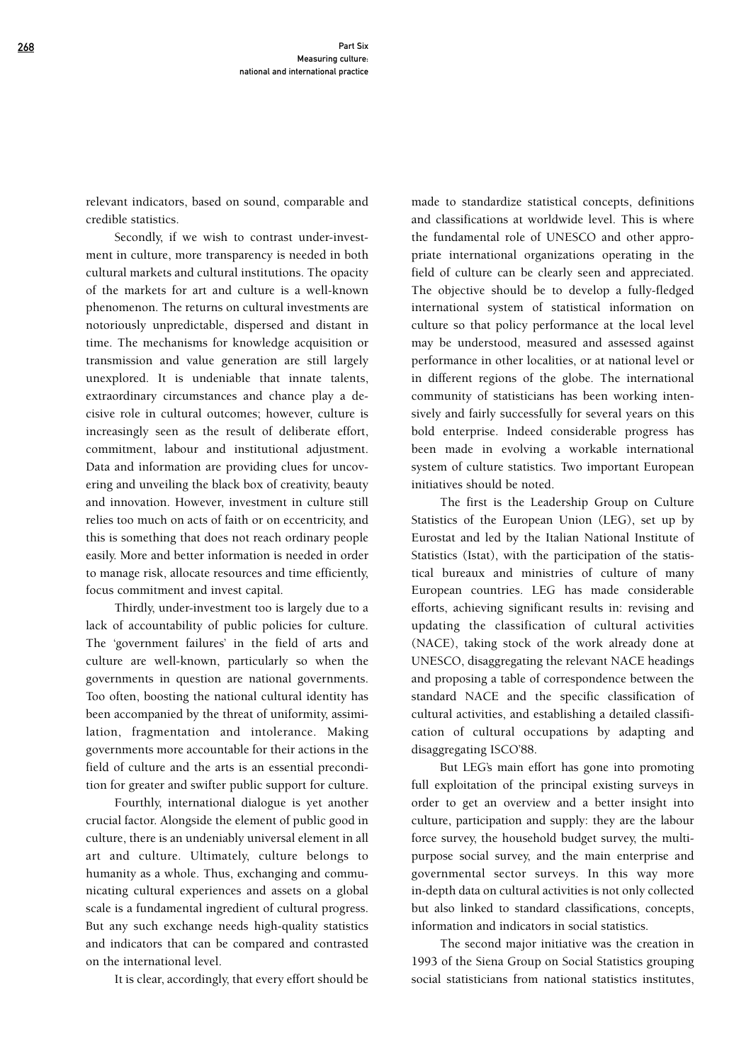relevant indicators, based on sound, comparable and credible statistics.

Secondly, if we wish to contrast under-investment in culture, more transparency is needed in both cultural markets and cultural institutions. The opacity of the markets for art and culture is a well-known phenomenon. The returns on cultural investments are notoriously unpredictable, dispersed and distant in time. The mechanisms for knowledge acquisition or transmission and value generation are still largely unexplored. It is undeniable that innate talents, extraordinary circumstances and chance play a decisive role in cultural outcomes; however, culture is increasingly seen as the result of deliberate effort, commitment, labour and institutional adjustment. Data and information are providing clues for uncovering and unveiling the black box of creativity, beauty and innovation. However, investment in culture still relies too much on acts of faith or on eccentricity, and this is something that does not reach ordinary people easily. More and better information is needed in order to manage risk, allocate resources and time efficiently, focus commitment and invest capital.

Thirdly, under-investment too is largely due to a lack of accountability of public policies for culture. The 'government failures' in the field of arts and culture are well-known, particularly so when the governments in question are national governments. Too often, boosting the national cultural identity has been accompanied by the threat of uniformity, assimilation, fragmentation and intolerance. Making governments more accountable for their actions in the field of culture and the arts is an essential precondition for greater and swifter public support for culture.

Fourthly, international dialogue is yet another crucial factor. Alongside the element of public good in culture, there is an undeniably universal element in all art and culture. Ultimately, culture belongs to humanity as a whole. Thus, exchanging and communicating cultural experiences and assets on a global scale is a fundamental ingredient of cultural progress. But any such exchange needs high-quality statistics and indicators that can be compared and contrasted on the international level.

It is clear, accordingly, that every effort should be made to standardize statistical concepts, definitions and classifications at worldwide level. This is where the fundamental role of UNESCO and other appropriate international organizations operating in the field of culture can be clearly seen and appreciated. The objective should be to develop a fully-fledged international system of statistical information on culture so that policy performance at the local level may be understood, measured and assessed against performance in other localities, or at national level or in different regions of the globe. The international community of statisticians has been working intensively and fairly successfully for several years on this bold enterprise. Indeed considerable progress has been made in evolving a workable international system of culture statistics. Two important European initiatives should be noted.

The first is the Leadership Group on Culture Statistics of the European Union (LEG), set up by Eurostat and led by the Italian National Institute of Statistics (Istat), with the participation of the statistical bureaux and ministries of culture of many European countries. LEG has made considerable efforts, achieving significant results in: revising and updating the classification of cultural activities (NACE), taking stock of the work already done at UNESCO, disaggregating the relevant NACE headings and proposing a table of correspondence between the standard NACE and the specific classification of cultural activities, and establishing a detailed classification of cultural occupations by adapting and disaggregating ISCO'88.

But LEG's main effort has gone into promoting full exploitation of the principal existing surveys in order to get an overview and a better insight into culture, participation and supply: they are the labour force survey, the household budget survey, the multipurpose social survey, and the main enterprise and governmental sector surveys. In this way more in-depth data on cultural activities is not only collected but also linked to standard classifications, concepts, information and indicators in social statistics.

The second major initiative was the creation in 1993 of the Siena Group on Social Statistics grouping social statisticians from national statistics institutes,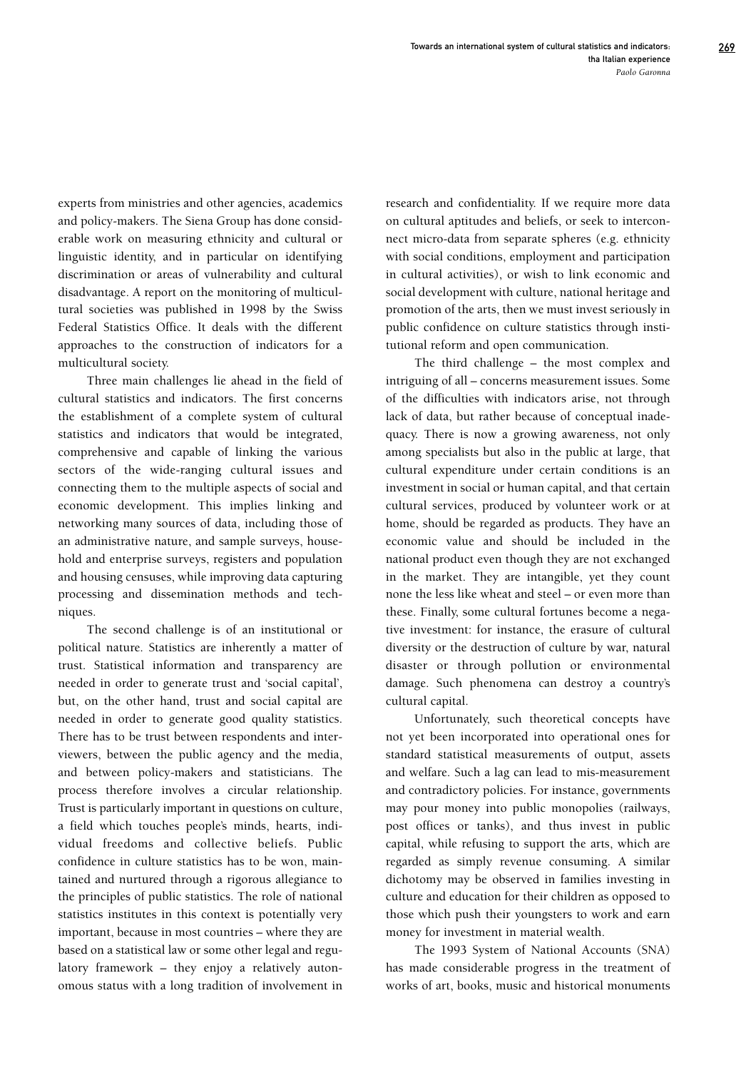experts from ministries and other agencies, academics and policy-makers. The Siena Group has done considerable work on measuring ethnicity and cultural or linguistic identity, and in particular on identifying discrimination or areas of vulnerability and cultural disadvantage. A report on the monitoring of multicultural societies was published in 1998 by the Swiss Federal Statistics Office. It deals with the different approaches to the construction of indicators for a multicultural society.

Three main challenges lie ahead in the field of cultural statistics and indicators. The first concerns the establishment of a complete system of cultural statistics and indicators that would be integrated, comprehensive and capable of linking the various sectors of the wide-ranging cultural issues and connecting them to the multiple aspects of social and economic development. This implies linking and networking many sources of data, including those of an administrative nature, and sample surveys, household and enterprise surveys, registers and population and housing censuses, while improving data capturing processing and dissemination methods and techniques.

The second challenge is of an institutional or political nature. Statistics are inherently a matter of trust. Statistical information and transparency are needed in order to generate trust and 'social capital', but, on the other hand, trust and social capital are needed in order to generate good quality statistics. There has to be trust between respondents and interviewers, between the public agency and the media, and between policy-makers and statisticians. The process therefore involves a circular relationship. Trust is particularly important in questions on culture, a field which touches people's minds, hearts, individual freedoms and collective beliefs. Public confidence in culture statistics has to be won, maintained and nurtured through a rigorous allegiance to the principles of public statistics. The role of national statistics institutes in this context is potentially very important, because in most countries – where they are based on a statistical law or some other legal and regulatory framework – they enjoy a relatively autonomous status with a long tradition of involvement in research and confidentiality. If we require more data on cultural aptitudes and beliefs, or seek to interconnect micro-data from separate spheres (e.g. ethnicity with social conditions, employment and participation in cultural activities), or wish to link economic and social development with culture, national heritage and promotion of the arts, then we must invest seriously in public confidence on culture statistics through institutional reform and open communication.

The third challenge – the most complex and intriguing of all – concerns measurement issues. Some of the difficulties with indicators arise, not through lack of data, but rather because of conceptual inadequacy. There is now a growing awareness, not only among specialists but also in the public at large, that cultural expenditure under certain conditions is an investment in social or human capital, and that certain cultural services, produced by volunteer work or at home, should be regarded as products. They have an economic value and should be included in the national product even though they are not exchanged in the market. They are intangible, yet they count none the less like wheat and steel – or even more than these. Finally, some cultural fortunes become a negative investment: for instance, the erasure of cultural diversity or the destruction of culture by war, natural disaster or through pollution or environmental damage. Such phenomena can destroy a country's cultural capital.

Unfortunately, such theoretical concepts have not yet been incorporated into operational ones for standard statistical measurements of output, assets and welfare. Such a lag can lead to mis-measurement and contradictory policies. For instance, governments may pour money into public monopolies (railways, post offices or tanks), and thus invest in public capital, while refusing to support the arts, which are regarded as simply revenue consuming. A similar dichotomy may be observed in families investing in culture and education for their children as opposed to those which push their youngsters to work and earn money for investment in material wealth.

The 1993 System of National Accounts (SNA) has made considerable progress in the treatment of works of art, books, music and historical monuments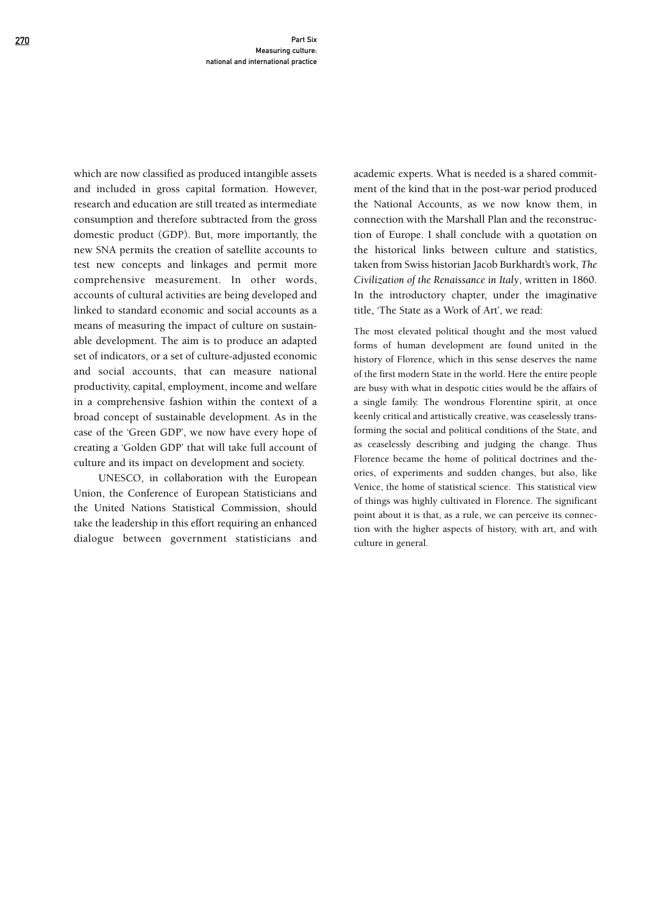which are now classified as produced intangible assets and included in gross capital formation. However, research and education are still treated as intermediate consumption and therefore subtracted from the gross domestic product (GDP). But, more importantly, the new SNA permits the creation of satellite accounts to test new concepts and linkages and permit more comprehensive measurement. In other words, accounts of cultural activities are being developed and linked to standard economic and social accounts as a means of measuring the impact of culture on sustainable development. The aim is to produce an adapted set of indicators, or a set of culture-adjusted economic and social accounts, that can measure national productivity, capital, employment, income and welfare in a comprehensive fashion within the context of a broad concept of sustainable development. As in the case of the 'Green GDP', we now have every hope of creating a 'Golden GDP' that will take full account of culture and its impact on development and society.

UNESCO, in collaboration with the European Union, the Conference of European Statisticians and the United Nations Statistical Commission, should take the leadership in this effort requiring an enhanced dialogue between government statisticians and academic experts. What is needed is a shared commitment of the kind that in the post-war period produced the National Accounts, as we now know them, in connection with the Marshall Plan and the reconstruction of Europe. I shall conclude with a quotation on the historical links between culture and statistics, taken from Swiss historian Jacob Burkhardt's work, *The Civilization of the Renaissance in Italy*, written in 1860. In the introductory chapter, under the imaginative title, 'The State as a Work of Art', we read:

> The most elevated political thought and the most valued forms of human development are found united in the history of Florence, which in this sense deserves the name of the first modern State in the world. Here the entire people are busy with what in despotic cities would be the affairs of a single family. The wondrous Florentine spirit, at once keenly critical and artistically creative, was ceaselessly transforming the social and political conditions of the State, and as ceaselessly describing and judging the change. Thus Florence became the home of political doctrines and theories, of experiments and sudden changes, but also, like Venice, the home of statistical science. This statistical view of things was highly cultivated in Florence. The significant point about it is that, as a rule, we can perceive its connection with the higher aspects of history, with art, and with culture in general.